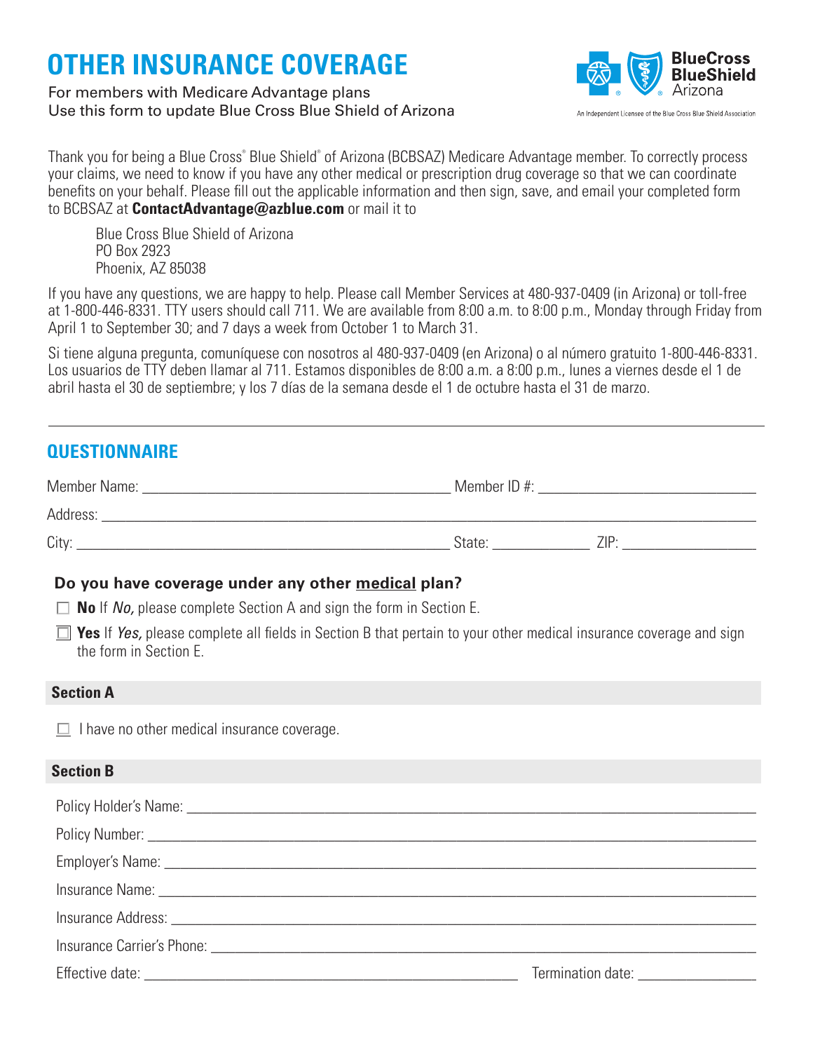# OTHER INSURANCE COVERAGE

For members with Medicare Advantage plans
Use this form to update Blue Cross Blue Shield of Arizona

BlueCross BlueShield Arizona
An Independent Licensee of the Blue Cross Blue Shield Association

Thank you for being a Blue Cross® Blue Shield® of Arizona (BCBSAZ) Medicare Advantage member. To correctly process your claims, we need to know if you have any other medical or prescription drug coverage so that we can coordinate benefits on your behalf. Please fill out the applicable information and then sign, save, and email your completed form to BCBSAZ at **ContactAdvantage@azblue.com** or mail it to

Blue Cross Blue Shield of Arizona
PO Box 2923
Phoenix, AZ 85038

If you have any questions, we are happy to help. Please call Member Services at 480-937-0409 (in Arizona) or toll-free at 1-800-446-8331. TTY users should call 711. We are available from 8:00 a.m. to 8:00 p.m., Monday through Friday from April 1 to September 30; and 7 days a week from October 1 to March 31.

Si tiene alguna pregunta, comuníquese con nosotros al 480-937-0409 (en Arizona) o al número gratuito 1-800-446-8331. Los usuarios de TTY deben llamar al 711. Estamos disponibles de 8:00 a.m. a 8:00 p.m., lunes a viernes desde el 1 de abril hasta el 30 de septiembre; y los 7 días de la semana desde el 1 de octubre hasta el 31 de marzo.

---

## QUESTIONNAIRE

Member Name: ______________________________ Member ID #: ______________________

Address: ______________________________________________________________

City: ______________________________ State: __________ ZIP: ______________

**Do you have coverage under any other medical plan?**

☐ **No** If *No,* please complete Section A and sign the form in Section E.

☐ **Yes** If *Yes,* please complete all fields in Section B that pertain to your other medical insurance coverage and sign the form in Section E.

### Section A

☐ I have no other medical insurance coverage.

### Section B

Policy Holder's Name: ______________________________________________________

Policy Number: ______________________________________________________

Employer's Name: ______________________________________________________

Insurance Name: ______________________________________________________

Insurance Address: ______________________________________________________

Insurance Carrier's Phone: ______________________________________________________

Effective date: ______________________________ Termination date: ______________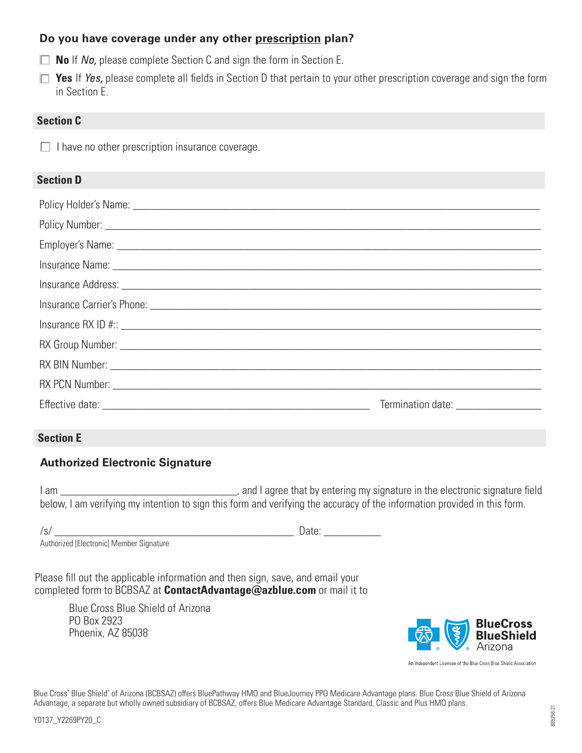**Do you have coverage under any other prescription plan?**

- ☐ **No** If *No,* please complete Section C and sign the form in Section E.
- ☐ **Yes** If *Yes,* please complete all fields in Section D that pertain to your other prescription coverage and sign the form in Section E.

## Section C

☐ I have no other prescription insurance coverage.

## Section D

Policy Holder's Name: ______________________________

Policy Number: ______________________________

Employer's Name: ______________________________

Insurance Name: ______________________________

Insurance Address: ______________________________

Insurance Carrier's Phone: ______________________________

Insurance RX ID #:: ______________________________

RX Group Number: ______________________________

RX BIN Number: ______________________________

RX PCN Number: ______________________________

Effective date: ______________________________ Termination date: ________________

## Section E

### Authorized Electronic Signature

I am ______________________________, and I agree that by entering my signature in the electronic signature field below, I am verifying my intention to sign this form and verifying the accuracy of the information provided in this form.

/s/ ______________________________ Date: ___________

Authorized [Electronic] Member Signature

Please fill out the applicable information and then sign, save, and email your completed form to BCBSAZ at **ContactAdvantage@azblue.com** or mail it to

Blue Cross Blue Shield of Arizona
PO Box 2923
Phoenix, AZ 85038

BlueCross BlueShield Arizona

An Independent Licensee of the Blue Cross Blue Shield Association

Blue Cross® Blue Shield® of Arizona (BCBSAZ) offers BluePathway HMO and BlueJourney PPO Medicare Advantage plans. Blue Cross Blue Shield of Arizona Advantage, a separate but wholly owned subsidiary of BCBSAZ, offers Blue Medicare Advantage Standard, Classic and Plus HMO plans.

Y0137_Y2269PY20_C

885258-21